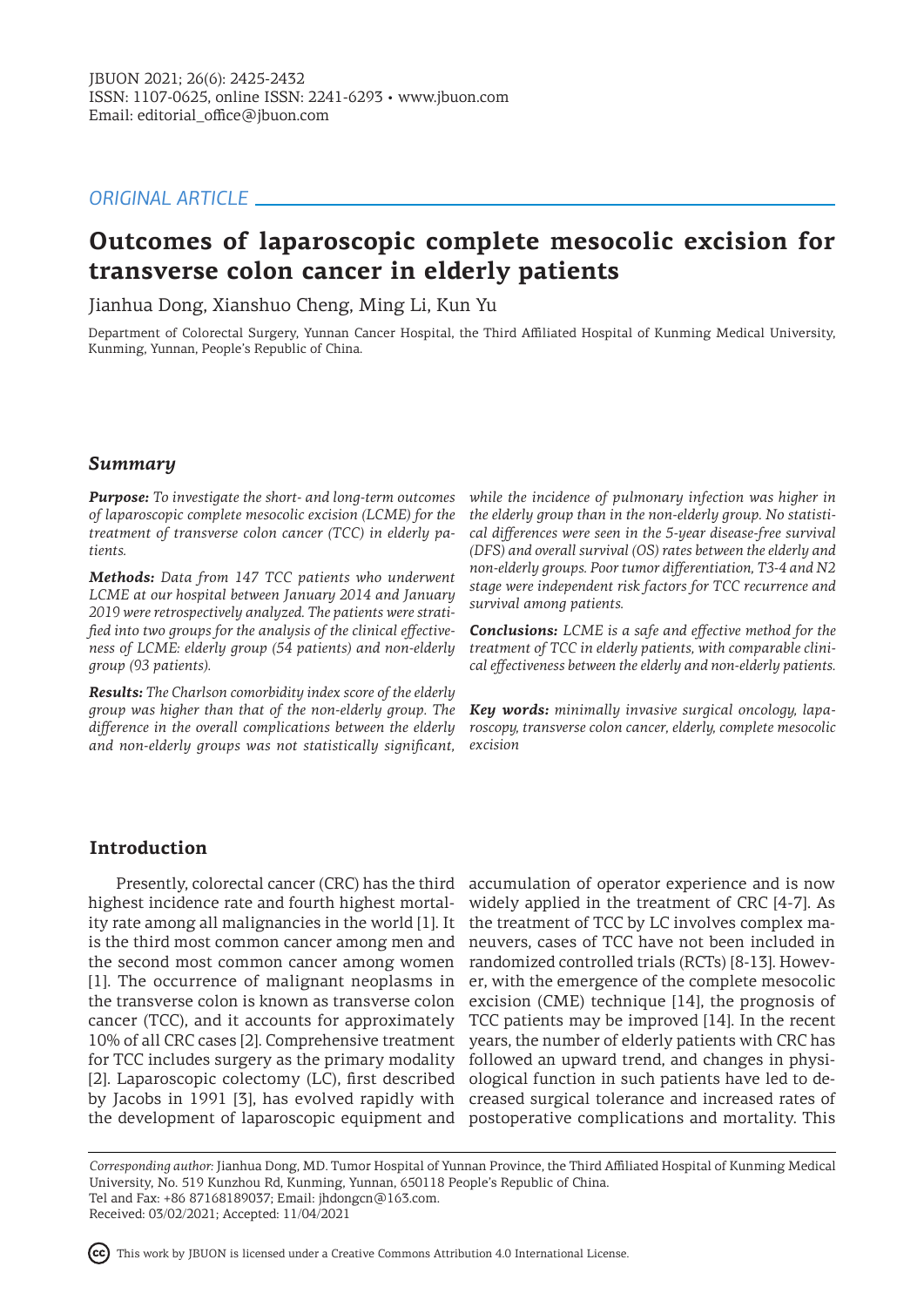*ORIGINAL ARTICLE*

# Outcomes of laparoscopic complete mesocolic excision for transverse colon cancer in elderly patients

Jianhua Dong, Xianshuo Cheng, Ming Li, Kun Yu

Department of Colorectal Surgery, Yunnan Cancer Hospital, the Third Affiliated Hospital of Kunming Medical University, Kunming, Yunnan, People's Republic of China.

## Summary

***Purpose:*** *To investigate the short- and long-term outcomes of laparoscopic complete mesocolic excision (LCME) for the treatment of transverse colon cancer (TCC) in elderly patients.*

***Methods:*** *Data from 147 TCC patients who underwent LCME at our hospital between January 2014 and January 2019 were retrospectively analyzed. The patients were stratified into two groups for the analysis of the clinical effectiveness of LCME: elderly group (54 patients) and non-elderly group (93 patients).*

***Results:*** *The Charlson comorbidity index score of the elderly group was higher than that of the non-elderly group. The difference in the overall complications between the elderly and non-elderly groups was not statistically significant, while the incidence of pulmonary infection was higher in the elderly group than in the non-elderly group. No statistical differences were seen in the 5-year disease-free survival (DFS) and overall survival (OS) rates between the elderly and non-elderly groups. Poor tumor differentiation, T3-4 and N2 stage were independent risk factors for TCC recurrence and survival among patients.*

***Conclusions:*** *LCME is a safe and effective method for the treatment of TCC in elderly patients, with comparable clinical effectiveness between the elderly and non-elderly patients.*

***Key words:*** *minimally invasive surgical oncology, laparoscopy, transverse colon cancer, elderly, complete mesocolic excision*

## Introduction

Presently, colorectal cancer (CRC) has the third highest incidence rate and fourth highest mortality rate among all malignancies in the world [1]. It is the third most common cancer among men and the second most common cancer among women [1]. The occurrence of malignant neoplasms in the transverse colon is known as transverse colon cancer (TCC), and it accounts for approximately 10% of all CRC cases [2]. Comprehensive treatment for TCC includes surgery as the primary modality [2]. Laparoscopic colectomy (LC), first described by Jacobs in 1991 [3], has evolved rapidly with the development of laparoscopic equipment and accumulation of operator experience and is now widely applied in the treatment of CRC [4-7]. As the treatment of TCC by LC involves complex maneuvers, cases of TCC have not been included in randomized controlled trials (RCTs) [8-13]. However, with the emergence of the complete mesocolic excision (CME) technique [14], the prognosis of TCC patients may be improved [14]. In the recent years, the number of elderly patients with CRC has followed an upward trend, and changes in physiological function in such patients have led to decreased surgical tolerance and increased rates of postoperative complications and mortality. This

*Corresponding author:* Jianhua Dong, MD. Tumor Hospital of Yunnan Province, the Third Affiliated Hospital of Kunming Medical University, No. 519 Kunzhou Rd, Kunming, Yunnan, 650118 People's Republic of China.
Tel and Fax: +86 87168189037; Email: jhdongcn@163.com.
Received: 03/02/2021; Accepted: 11/04/2021

This work by JBUON is licensed under a Creative Commons Attribution 4.0 International License.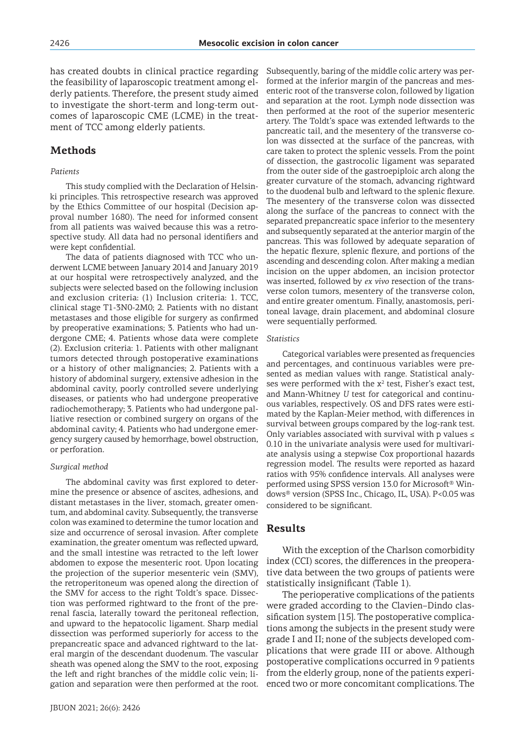has created doubts in clinical practice regarding the feasibility of laparoscopic treatment among elderly patients. Therefore, the present study aimed to investigate the short-term and long-term outcomes of laparoscopic CME (LCME) in the treatment of TCC among elderly patients.

## Methods

### *Patients*

This study complied with the Declaration of Helsinki principles. This retrospective research was approved by the Ethics Committee of our hospital (Decision approval number 1680). The need for informed consent from all patients was waived because this was a retrospective study. All data had no personal identifiers and were kept confidential.

The data of patients diagnosed with TCC who underwent LCME between January 2014 and January 2019 at our hospital were retrospectively analyzed, and the subjects were selected based on the following inclusion and exclusion criteria: (1) Inclusion criteria: 1. TCC, clinical stage T1-3N0-2M0; 2. Patients with no distant metastases and those eligible for surgery as confirmed by preoperative examinations; 3. Patients who had undergone CME; 4. Patients whose data were complete (2). Exclusion criteria: 1. Patients with other malignant tumors detected through postoperative examinations or a history of other malignancies; 2. Patients with a history of abdominal surgery, extensive adhesion in the abdominal cavity, poorly controlled severe underlying diseases, or patients who had undergone preoperative radiochemotherapy; 3. Patients who had undergone palliative resection or combined surgery on organs of the abdominal cavity; 4. Patients who had undergone emergency surgery caused by hemorrhage, bowel obstruction, or perforation.

### *Surgical method*

The abdominal cavity was first explored to determine the presence or absence of ascites, adhesions, and distant metastases in the liver, stomach, greater omentum, and abdominal cavity. Subsequently, the transverse colon was examined to determine the tumor location and size and occurrence of serosal invasion. After complete examination, the greater omentum was reflected upward, and the small intestine was retracted to the left lower abdomen to expose the mesenteric root. Upon locating the projection of the superior mesenteric vein (SMV), the retroperitoneum was opened along the direction of the SMV for access to the right Toldt's space. Dissection was performed rightward to the front of the prerenal fascia, laterally toward the peritoneal reflection, and upward to the hepatocolic ligament. Sharp medial dissection was performed superiorly for access to the prepancreatic space and advanced rightward to the lateral margin of the descendant duodenum. The vascular sheath was opened along the SMV to the root, exposing the left and right branches of the middle colic vein; ligation and separation were then performed at the root. Subsequently, baring of the middle colic artery was performed at the inferior margin of the pancreas and mesenteric root of the transverse colon, followed by ligation and separation at the root. Lymph node dissection was then performed at the root of the superior mesenteric artery. The Toldt's space was extended leftwards to the pancreatic tail, and the mesentery of the transverse colon was dissected at the surface of the pancreas, with care taken to protect the splenic vessels. From the point of dissection, the gastrocolic ligament was separated from the outer side of the gastroepiploic arch along the greater curvature of the stomach, advancing rightward to the duodenal bulb and leftward to the splenic flexure. The mesentery of the transverse colon was dissected along the surface of the pancreas to connect with the separated prepancreatic space inferior to the mesentery and subsequently separated at the anterior margin of the pancreas. This was followed by adequate separation of the hepatic flexure, splenic flexure, and portions of the ascending and descending colon. After making a median incision on the upper abdomen, an incision protector was inserted, followed by *ex vivo* resection of the transverse colon tumors, mesentery of the transverse colon, and entire greater omentum. Finally, anastomosis, peritoneal lavage, drain placement, and abdominal closure were sequentially performed.

### *Statistics*

Categorical variables were presented as frequencies and percentages, and continuous variables were presented as median values with range. Statistical analyses were performed with the $x^2$ test, Fisher's exact test, and Mann-Whitney *U* test for categorical and continuous variables, respectively. OS and DFS rates were estimated by the Kaplan-Meier method, with differences in survival between groups compared by the log-rank test. Only variables associated with survival with p values $\leq$ 0.10 in the univariate analysis were used for multivariate analysis using a stepwise Cox proportional hazards regression model. The results were reported as hazard ratios with 95% confidence intervals. All analyses were performed using SPSS version 13.0 for Microsoft® Windows® version (SPSS Inc., Chicago, IL, USA). P<0.05 was considered to be significant.

## Results

With the exception of the Charlson comorbidity index (CCI) scores, the differences in the preoperative data between the two groups of patients were statistically insignificant (Table 1).

The perioperative complications of the patients were graded according to the Clavien–Dindo classification system [15]. The postoperative complications among the subjects in the present study were grade I and II; none of the subjects developed complications that were grade III or above. Although postoperative complications occurred in 9 patients from the elderly group, none of the patients experienced two or more concomitant complications. The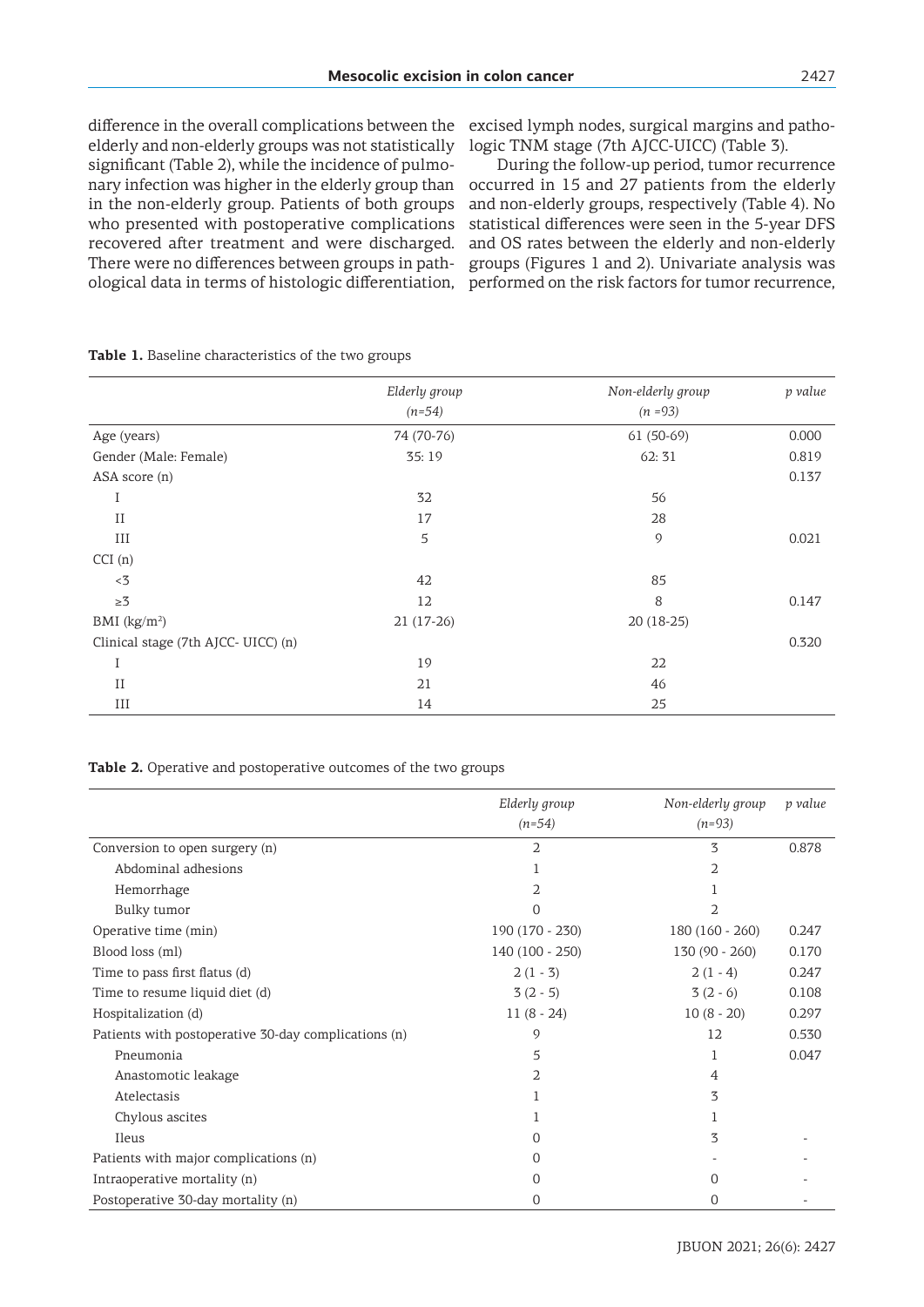difference in the overall complications between the elderly and non-elderly groups was not statistically significant (Table 2), while the incidence of pulmonary infection was higher in the elderly group than in the non-elderly group. Patients of both groups who presented with postoperative complications recovered after treatment and were discharged. There were no differences between groups in pathological data in terms of histologic differentiation, excised lymph nodes, surgical margins and pathologic TNM stage (7th AJCC-UICC) (Table 3).

During the follow-up period, tumor recurrence occurred in 15 and 27 patients from the elderly and non-elderly groups, respectively (Table 4). No statistical differences were seen in the 5-year DFS and OS rates between the elderly and non-elderly groups (Figures 1 and 2). Univariate analysis was performed on the risk factors for tumor recurrence,

**Table 1.** Baseline characteristics of the two groups

| | *Elderly group (n=54)* | *Non-elderly group (n =93)* | *p value* |
|---|---|---|---|
| Age (years) | 74 (70-76) | 61 (50-69) | 0.000 |
| Gender (Male: Female) | 35: 19 | 62: 31 | 0.819 |
| ASA score (n) | | | 0.137 |
| I | 32 | 56 | |
| II | 17 | 28 | |
| III | 5 | 9 | 0.021 |
| CCI (n) | | | |
| <3 | 42 | 85 | |
| ≥3 | 12 | 8 | 0.147 |
| BMI (kg/m$^2$) | 21 (17-26) | 20 (18-25) | |
| Clinical stage (7th AJCC- UICC) (n) | | | 0.320 |
| I | 19 | 22 | |
| II | 21 | 46 | |
| III | 14 | 25 | |

**Table 2.** Operative and postoperative outcomes of the two groups

| | *Elderly group (n=54)* | *Non-elderly group (n=93)* | *p value* |
|---|---|---|---|
| Conversion to open surgery (n) | 2 | 3 | 0.878 |
| Abdominal adhesions | 1 | 2 | |
| Hemorrhage | 2 | 1 | |
| Bulky tumor | 0 | 2 | |
| Operative time (min) | 190 (170 - 230) | 180 (160 - 260) | 0.247 |
| Blood loss (ml) | 140 (100 - 250) | 130 (90 - 260) | 0.170 |
| Time to pass first flatus (d) | 2 (1 - 3) | 2 (1 - 4) | 0.247 |
| Time to resume liquid diet (d) | 3 (2 - 5) | 3 (2 - 6) | 0.108 |
| Hospitalization (d) | 11 (8 - 24) | 10 (8 - 20) | 0.297 |
| Patients with postoperative 30-day complications (n) | 9 | 12 | 0.530 |
| Pneumonia | 5 | 1 | 0.047 |
| Anastomotic leakage | 2 | 4 | |
| Atelectasis | 1 | 3 | |
| Chylous ascites | 1 | 1 | |
| Ileus | 0 | 3 | - |
| Patients with major complications (n) | 0 | - | - |
| Intraoperative mortality (n) | 0 | 0 | - |
| Postoperative 30-day mortality (n) | 0 | 0 | - |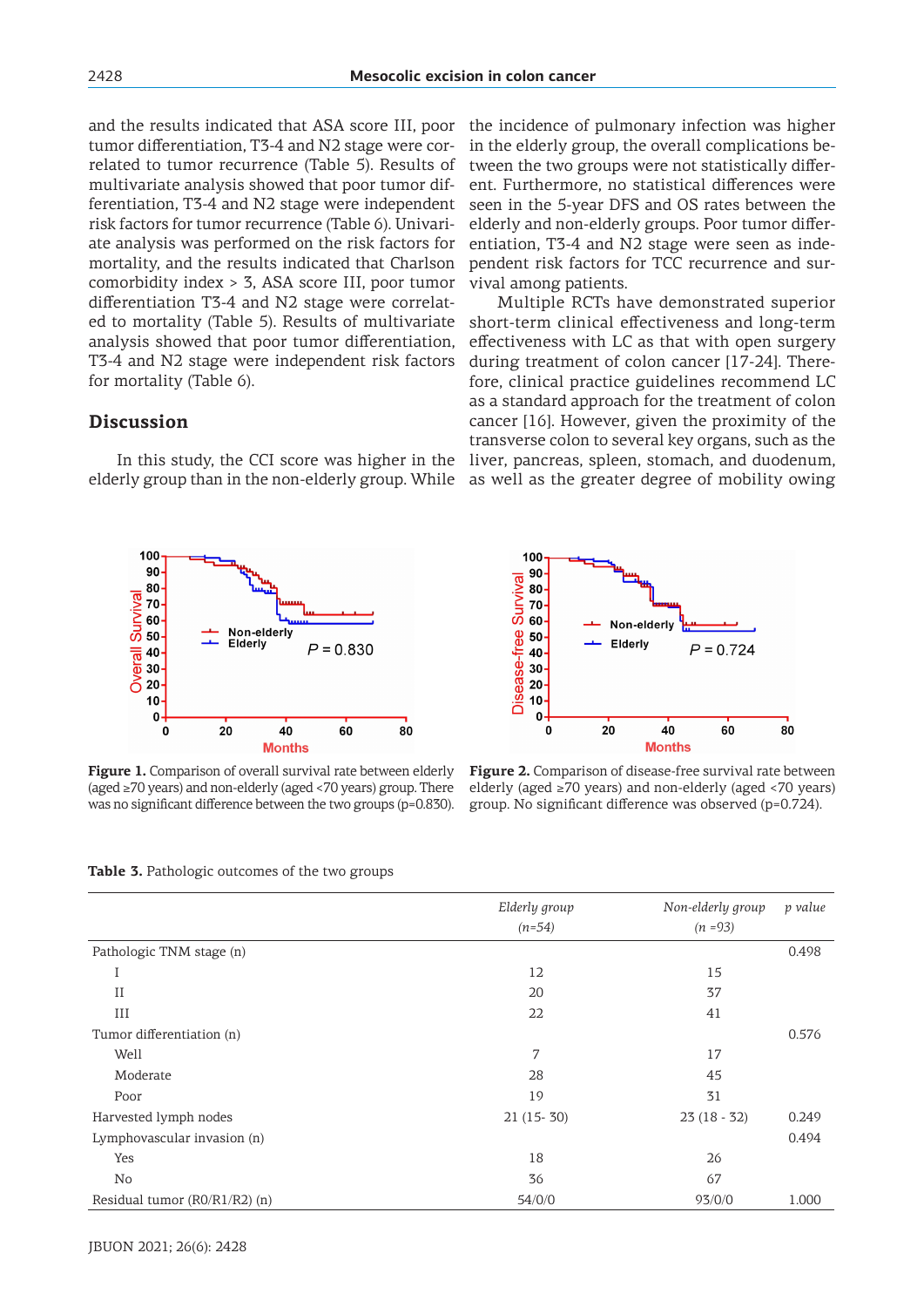and the results indicated that ASA score III, poor tumor differentiation, T3-4 and N2 stage were correlated to tumor recurrence (Table 5). Results of multivariate analysis showed that poor tumor differentiation, T3-4 and N2 stage were independent risk factors for tumor recurrence (Table 6). Univariate analysis was performed on the risk factors for mortality, and the results indicated that Charlson comorbidity index > 3, ASA score III, poor tumor differentiation T3-4 and N2 stage were correlated to mortality (Table 5). Results of multivariate analysis showed that poor tumor differentiation, T3-4 and N2 stage were independent risk factors for mortality (Table 6).

## Discussion

In this study, the CCI score was higher in the elderly group than in the non-elderly group. While the incidence of pulmonary infection was higher in the elderly group, the overall complications between the two groups were not statistically different. Furthermore, no statistical differences were seen in the 5-year DFS and OS rates between the elderly and non-elderly groups. Poor tumor differentiation, T3-4 and N2 stage were seen as independent risk factors for TCC recurrence and survival among patients.

Multiple RCTs have demonstrated superior short-term clinical effectiveness and long-term effectiveness with LC as that with open surgery during treatment of colon cancer [17-24]. Therefore, clinical practice guidelines recommend LC as a standard approach for the treatment of colon cancer [16]. However, given the proximity of the transverse colon to several key organs, such as the liver, pancreas, spleen, stomach, and duodenum, as well as the greater degree of mobility owing

**Figure 1.** Comparison of overall survival rate between elderly (aged ≥70 years) and non-elderly (aged <70 years) group. There was no significant difference between the two groups (p=0.830).

**Figure 2.** Comparison of disease-free survival rate between elderly (aged ≥70 years) and non-elderly (aged <70 years) group. No significant difference was observed (p=0.724).

**Table 3.** Pathologic outcomes of the two groups

| | *Elderly group (n=54)* | *Non-elderly group (n =93)* | *p value* |
|---|---|---|---|
| Pathologic TNM stage (n) | | | 0.498 |
| I | 12 | 15 | |
| II | 20 | 37 | |
| III | 22 | 41 | |
| Tumor differentiation (n) | | | 0.576 |
| Well | 7 | 17 | |
| Moderate | 28 | 45 | |
| Poor | 19 | 31 | |
| Harvested lymph nodes | 21 (15- 30) | 23 (18 - 32) | 0.249 |
| Lymphovascular invasion (n) | | | 0.494 |
| Yes | 18 | 26 | |
| No | 36 | 67 | |
| Residual tumor (R0/R1/R2) (n) | 54/0/0 | 93/0/0 | 1.000 |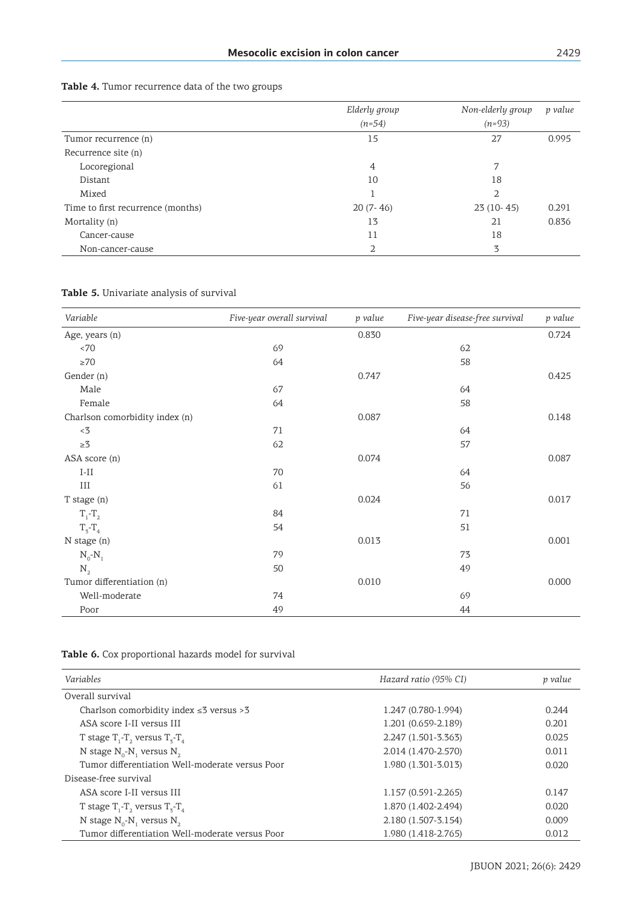**Table 4.** Tumor recurrence data of the two groups

| | *Elderly group (n=54)* | *Non-elderly group (n=93)* | *p value* |
|---|---|---|---|
| Tumor recurrence (n) | 15 | 27 | 0.995 |
| Recurrence site (n) | | | |
| Locoregional | 4 | 7 | |
| Distant | 10 | 18 | |
| Mixed | 1 | 2 | |
| Time to first recurrence (months) | 20 (7- 46) | 23 (10- 45) | 0.291 |
| Mortality (n) | 13 | 21 | 0.836 |
| Cancer-cause | 11 | 18 | |
| Non-cancer-cause | 2 | 3 | |

**Table 5.** Univariate analysis of survival

| *Variable* | *Five-year overall survival* | *p value* | *Five-year disease-free survival* | *p value* |
|---|---|---|---|---|
| Age, years (n) | | 0.830 | | 0.724 |
| <70 | 69 | | 62 | |
| ≥70 | 64 | | 58 | |
| Gender (n) | | 0.747 | | 0.425 |
| Male | 67 | | 64 | |
| Female | 64 | | 58 | |
| Charlson comorbidity index (n) | | 0.087 | | 0.148 |
| <3 | 71 | | 64 | |
| ≥3 | 62 | | 57 | |
| ASA score (n) | | 0.074 | | 0.087 |
| I-II | 70 | | 64 | |
| III | 61 | | 56 | |
| T stage (n) | | 0.024 | | 0.017 |
| $T_1$-$T_2$ | 84 | | 71 | |
| $T_3$-$T_4$ | 54 | | 51 | |
| N stage (n) | | 0.013 | | 0.001 |
| $N_0$-$N_1$ | 79 | | 73 | |
| $N_2$ | 50 | | 49 | |
| Tumor differentiation (n) | | 0.010 | | 0.000 |
| Well-moderate | 74 | | 69 | |
| Poor | 49 | | 44 | |

**Table 6.** Cox proportional hazards model for survival

| *Variables* | *Hazard ratio (95% CI)* | *p value* |
|---|---|---|
| Overall survival | | |
| Charlson comorbidity index ≤3 versus >3 | 1.247 (0.780-1.994) | 0.244 |
| ASA score I-II versus III | 1.201 (0.659-2.189) | 0.201 |
| T stage $T_1$-$T_2$ versus $T_3$-$T_4$ | 2.247 (1.501-3.363) | 0.025 |
| N stage $N_0$-$N_1$ versus $N_2$ | 2.014 (1.470-2.570) | 0.011 |
| Tumor differentiation Well-moderate versus Poor | 1.980 (1.301-3.013) | 0.020 |
| Disease-free survival | | |
| ASA score I-II versus III | 1.157 (0.591-2.265) | 0.147 |
| T stage $T_1$-$T_2$ versus $T_3$-$T_4$ | 1.870 (1.402-2.494) | 0.020 |
| N stage $N_0$-$N_1$ versus $N_2$ | 2.180 (1.507-3.154) | 0.009 |
| Tumor differentiation Well-moderate versus Poor | 1.980 (1.418-2.765) | 0.012 |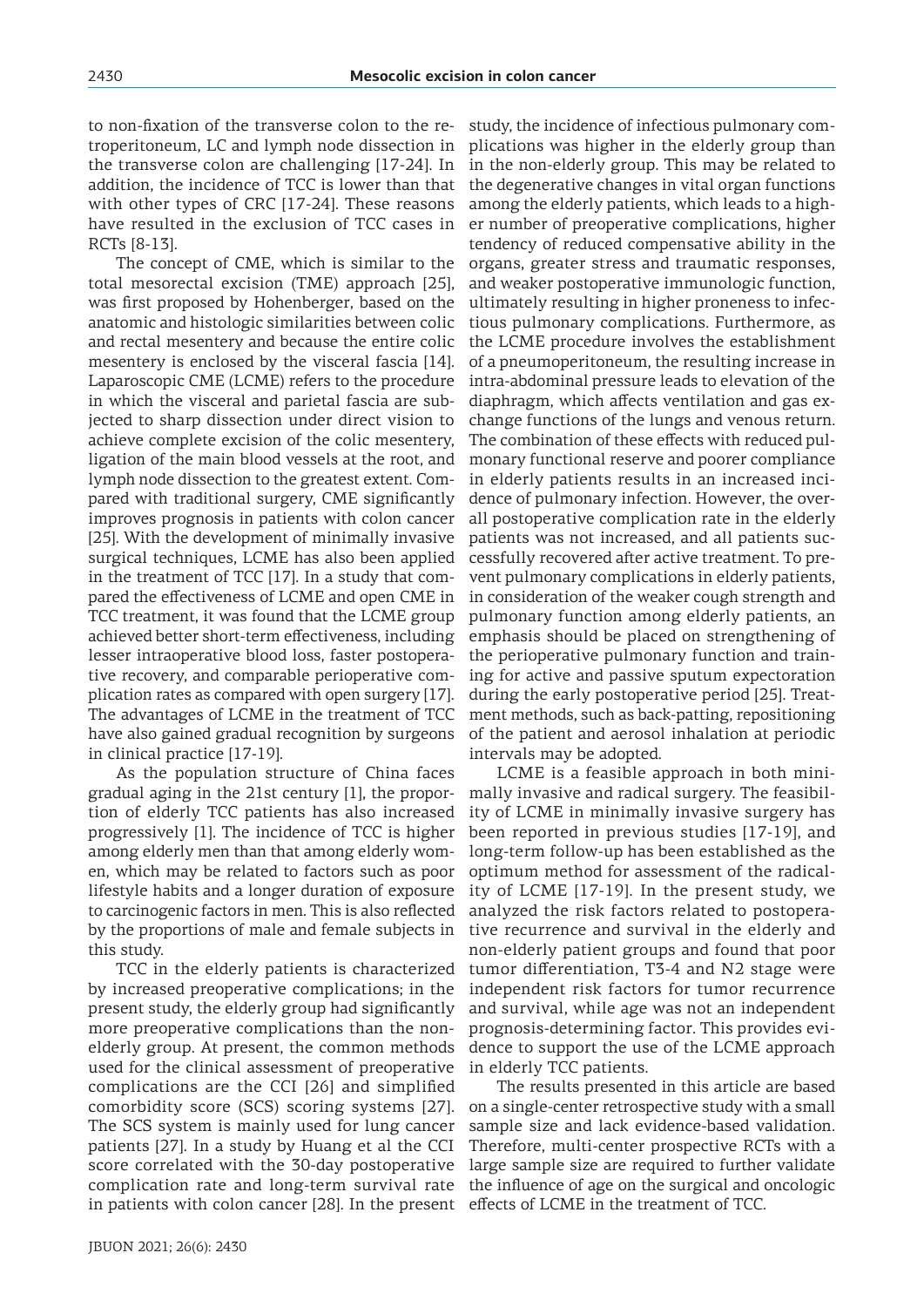to non-fixation of the transverse colon to the retroperitoneum, LC and lymph node dissection in the transverse colon are challenging [17-24]. In addition, the incidence of TCC is lower than that with other types of CRC [17-24]. These reasons have resulted in the exclusion of TCC cases in RCTs [8-13].

The concept of CME, which is similar to the total mesorectal excision (TME) approach [25], was first proposed by Hohenberger, based on the anatomic and histologic similarities between colic and rectal mesentery and because the entire colic mesentery is enclosed by the visceral fascia [14]. Laparoscopic CME (LCME) refers to the procedure in which the visceral and parietal fascia are subjected to sharp dissection under direct vision to achieve complete excision of the colic mesentery, ligation of the main blood vessels at the root, and lymph node dissection to the greatest extent. Compared with traditional surgery, CME significantly improves prognosis in patients with colon cancer [25]. With the development of minimally invasive surgical techniques, LCME has also been applied in the treatment of TCC [17]. In a study that compared the effectiveness of LCME and open CME in TCC treatment, it was found that the LCME group achieved better short-term effectiveness, including lesser intraoperative blood loss, faster postoperative recovery, and comparable perioperative complication rates as compared with open surgery [17]. The advantages of LCME in the treatment of TCC have also gained gradual recognition by surgeons in clinical practice [17-19].

As the population structure of China faces gradual aging in the 21st century [1], the proportion of elderly TCC patients has also increased progressively [1]. The incidence of TCC is higher among elderly men than that among elderly women, which may be related to factors such as poor lifestyle habits and a longer duration of exposure to carcinogenic factors in men. This is also reflected by the proportions of male and female subjects in this study.

TCC in the elderly patients is characterized by increased preoperative complications; in the present study, the elderly group had significantly more preoperative complications than the non-elderly group. At present, the common methods used for the clinical assessment of preoperative complications are the CCI [26] and simplified comorbidity score (SCS) scoring systems [27]. The SCS system is mainly used for lung cancer patients [27]. In a study by Huang et al the CCI score correlated with the 30-day postoperative complication rate and long-term survival rate in patients with colon cancer [28]. In the present study, the incidence of infectious pulmonary complications was higher in the elderly group than in the non-elderly group. This may be related to the degenerative changes in vital organ functions among the elderly patients, which leads to a higher number of preoperative complications, higher tendency of reduced compensative ability in the organs, greater stress and traumatic responses, and weaker postoperative immunologic function, ultimately resulting in higher proneness to infectious pulmonary complications. Furthermore, as the LCME procedure involves the establishment of a pneumoperitoneum, the resulting increase in intra-abdominal pressure leads to elevation of the diaphragm, which affects ventilation and gas exchange functions of the lungs and venous return. The combination of these effects with reduced pulmonary functional reserve and poorer compliance in elderly patients results in an increased incidence of pulmonary infection. However, the overall postoperative complication rate in the elderly patients was not increased, and all patients successfully recovered after active treatment. To prevent pulmonary complications in elderly patients, in consideration of the weaker cough strength and pulmonary function among elderly patients, an emphasis should be placed on strengthening of the perioperative pulmonary function and training for active and passive sputum expectoration during the early postoperative period [25]. Treatment methods, such as back-patting, repositioning of the patient and aerosol inhalation at periodic intervals may be adopted.

LCME is a feasible approach in both minimally invasive and radical surgery. The feasibility of LCME in minimally invasive surgery has been reported in previous studies [17-19], and long-term follow-up has been established as the optimum method for assessment of the radicality of LCME [17-19]. In the present study, we analyzed the risk factors related to postoperative recurrence and survival in the elderly and non-elderly patient groups and found that poor tumor differentiation, T3-4 and N2 stage were independent risk factors for tumor recurrence and survival, while age was not an independent prognosis-determining factor. This provides evidence to support the use of the LCME approach in elderly TCC patients.

The results presented in this article are based on a single-center retrospective study with a small sample size and lack evidence-based validation. Therefore, multi-center prospective RCTs with a large sample size are required to further validate the influence of age on the surgical and oncologic effects of LCME in the treatment of TCC.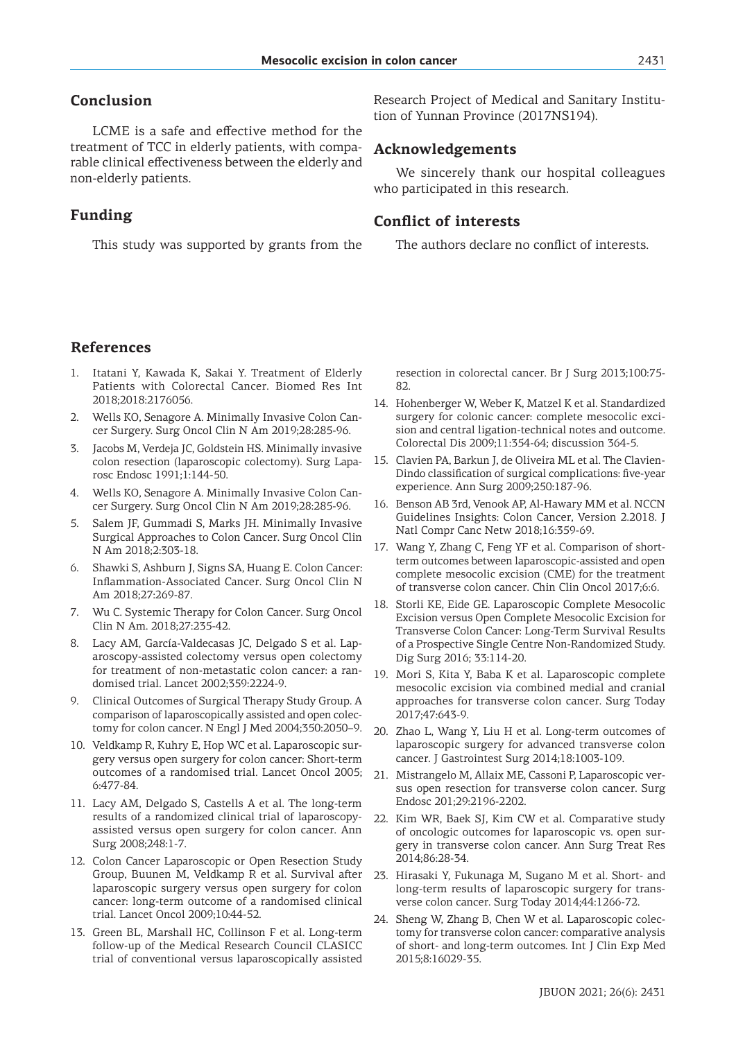## Conclusion

LCME is a safe and effective method for the treatment of TCC in elderly patients, with comparable clinical effectiveness between the elderly and non-elderly patients.

## Funding

This study was supported by grants from the Research Project of Medical and Sanitary Institution of Yunnan Province (2017NS194).

## Acknowledgements

We sincerely thank our hospital colleagues who participated in this research.

## Conflict of interests

The authors declare no conflict of interests.

## References

1. Itatani Y, Kawada K, Sakai Y. Treatment of Elderly Patients with Colorectal Cancer. Biomed Res Int 2018;2018:2176056.
2. Wells KO, Senagore A. Minimally Invasive Colon Cancer Surgery. Surg Oncol Clin N Am 2019;28:285-96.
3. Jacobs M, Verdeja JC, Goldstein HS. Minimally invasive colon resection (laparoscopic colectomy). Surg Laparosc Endosc 1991;1:144-50.
4. Wells KO, Senagore A. Minimally Invasive Colon Cancer Surgery. Surg Oncol Clin N Am 2019;28:285-96.
5. Salem JF, Gummadi S, Marks JH. Minimally Invasive Surgical Approaches to Colon Cancer. Surg Oncol Clin N Am 2018;2:303-18.
6. Shawki S, Ashburn J, Signs SA, Huang E. Colon Cancer: Inflammation-Associated Cancer. Surg Oncol Clin N Am 2018;27:269-87.
7. Wu C. Systemic Therapy for Colon Cancer. Surg Oncol Clin N Am. 2018;27:235-42.
8. Lacy AM, García-Valdecasas JC, Delgado S et al. Laparoscopy-assisted colectomy versus open colectomy for treatment of non-metastatic colon cancer: a randomised trial. Lancet 2002;359:2224-9.
9. Clinical Outcomes of Surgical Therapy Study Group. A comparison of laparoscopically assisted and open colectomy for colon cancer. N Engl J Med 2004;350:2050–9.
10. Veldkamp R, Kuhry E, Hop WC et al. Laparoscopic surgery versus open surgery for colon cancer: Short-term outcomes of a randomised trial. Lancet Oncol 2005; 6:477-84.
11. Lacy AM, Delgado S, Castells A et al. The long-term results of a randomized clinical trial of laparoscopy-assisted versus open surgery for colon cancer. Ann Surg 2008;248:1-7.
12. Colon Cancer Laparoscopic or Open Resection Study Group, Buunen M, Veldkamp R et al. Survival after laparoscopic surgery versus open surgery for colon cancer: long-term outcome of a randomised clinical trial. Lancet Oncol 2009;10:44-52.
13. Green BL, Marshall HC, Collinson F et al. Long-term follow-up of the Medical Research Council CLASICC trial of conventional versus laparoscopically assisted resection in colorectal cancer. Br J Surg 2013;100:75-82.
14. Hohenberger W, Weber K, Matzel K et al. Standardized surgery for colonic cancer: complete mesocolic excision and central ligation-technical notes and outcome. Colorectal Dis 2009;11:354-64; discussion 364-5.
15. Clavien PA, Barkun J, de Oliveira ML et al. The Clavien-Dindo classification of surgical complications: five-year experience. Ann Surg 2009;250:187-96.
16. Benson AB 3rd, Venook AP, Al-Hawary MM et al. NCCN Guidelines Insights: Colon Cancer, Version 2.2018. J Natl Compr Canc Netw 2018;16:359-69.
17. Wang Y, Zhang C, Feng YF et al. Comparison of short-term outcomes between laparoscopic-assisted and open complete mesocolic excision (CME) for the treatment of transverse colon cancer. Chin Clin Oncol 2017;6:6.
18. Storli KE, Eide GE. Laparoscopic Complete Mesocolic Excision versus Open Complete Mesocolic Excision for Transverse Colon Cancer: Long-Term Survival Results of a Prospective Single Centre Non-Randomized Study. Dig Surg 2016; 33:114-20.
19. Mori S, Kita Y, Baba K et al. Laparoscopic complete mesocolic excision via combined medial and cranial approaches for transverse colon cancer. Surg Today 2017;47:643-9.
20. Zhao L, Wang Y, Liu H et al. Long-term outcomes of laparoscopic surgery for advanced transverse colon cancer. J Gastrointest Surg 2014;18:1003-109.
21. Mistrangelo M, Allaix ME, Cassoni P, Laparoscopic versus open resection for transverse colon cancer. Surg Endosc 201;29:2196-2202.
22. Kim WR, Baek SJ, Kim CW et al. Comparative study of oncologic outcomes for laparoscopic vs. open surgery in transverse colon cancer. Ann Surg Treat Res 2014;86:28-34.
23. Hirasaki Y, Fukunaga M, Sugano M et al. Short- and long-term results of laparoscopic surgery for transverse colon cancer. Surg Today 2014;44:1266-72.
24. Sheng W, Zhang B, Chen W et al. Laparoscopic colectomy for transverse colon cancer: comparative analysis of short- and long-term outcomes. Int J Clin Exp Med 2015;8:16029-35.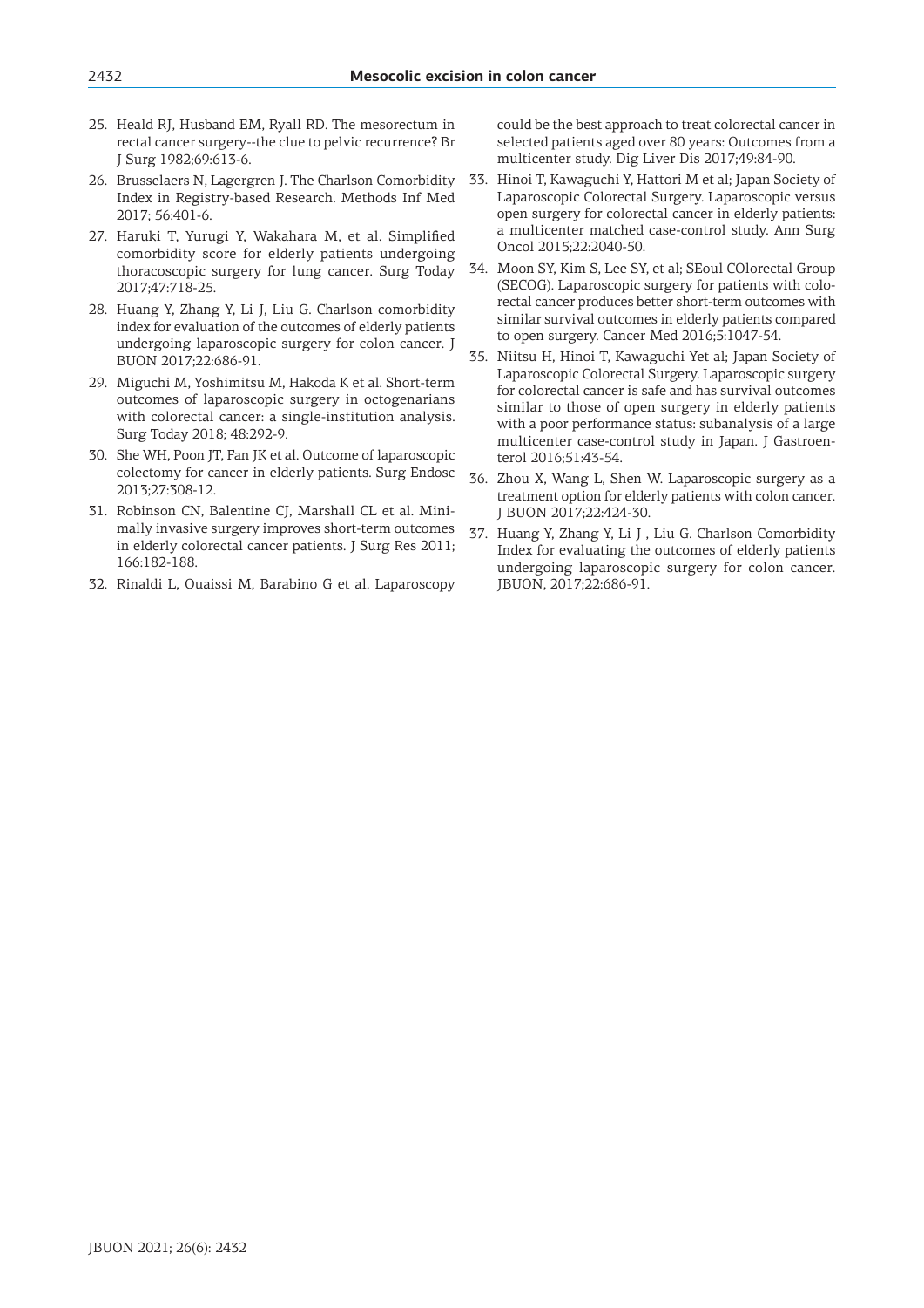25. Heald RJ, Husband EM, Ryall RD. The mesorectum in rectal cancer surgery--the clue to pelvic recurrence? Br J Surg 1982;69:613-6.
26. Brusselaers N, Lagergren J. The Charlson Comorbidity Index in Registry-based Research. Methods Inf Med 2017; 56:401-6.
27. Haruki T, Yurugi Y, Wakahara M, et al. Simplified comorbidity score for elderly patients undergoing thoracoscopic surgery for lung cancer. Surg Today 2017;47:718-25.
28. Huang Y, Zhang Y, Li J, Liu G. Charlson comorbidity index for evaluation of the outcomes of elderly patients undergoing laparoscopic surgery for colon cancer. J BUON 2017;22:686-91.
29. Miguchi M, Yoshimitsu M, Hakoda K et al. Short-term outcomes of laparoscopic surgery in octogenarians with colorectal cancer: a single-institution analysis. Surg Today 2018; 48:292-9.
30. She WH, Poon JT, Fan JK et al. Outcome of laparoscopic colectomy for cancer in elderly patients. Surg Endosc 2013;27:308-12.
31. Robinson CN, Balentine CJ, Marshall CL et al. Minimally invasive surgery improves short-term outcomes in elderly colorectal cancer patients. J Surg Res 2011; 166:182-188.
32. Rinaldi L, Ouaissi M, Barabino G et al. Laparoscopy could be the best approach to treat colorectal cancer in selected patients aged over 80 years: Outcomes from a multicenter study. Dig Liver Dis 2017;49:84-90.
33. Hinoi T, Kawaguchi Y, Hattori M et al; Japan Society of Laparoscopic Colorectal Surgery. Laparoscopic versus open surgery for colorectal cancer in elderly patients: a multicenter matched case-control study. Ann Surg Oncol 2015;22:2040-50.
34. Moon SY, Kim S, Lee SY, et al; SEoul COlorectal Group (SECOG). Laparoscopic surgery for patients with colorectal cancer produces better short-term outcomes with similar survival outcomes in elderly patients compared to open surgery. Cancer Med 2016;5:1047-54.
35. Niitsu H, Hinoi T, Kawaguchi Yet al; Japan Society of Laparoscopic Colorectal Surgery. Laparoscopic surgery for colorectal cancer is safe and has survival outcomes similar to those of open surgery in elderly patients with a poor performance status: subanalysis of a large multicenter case-control study in Japan. J Gastroenterol 2016;51:43-54.
36. Zhou X, Wang L, Shen W. Laparoscopic surgery as a treatment option for elderly patients with colon cancer. J BUON 2017;22:424-30.
37. Huang Y, Zhang Y, Li J , Liu G. Charlson Comorbidity Index for evaluating the outcomes of elderly patients undergoing laparoscopic surgery for colon cancer. JBUON, 2017;22:686-91.